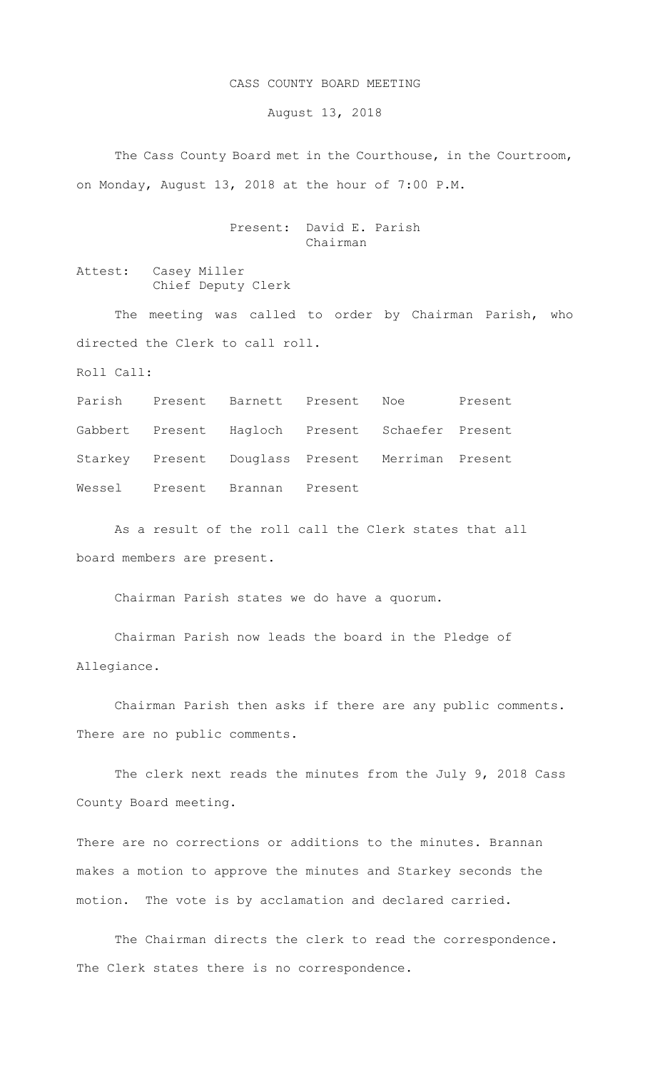# CASS COUNTY BOARD MEETING

## August 13, 2018

The Cass County Board met in the Courthouse, in the Courtroom, on Monday, August 13, 2018 at the hour of 7:00 P.M.

Present: David E. Parish
Chairman

Attest: Casey Miller
Chief Deputy Clerk

The meeting was called to order by Chairman Parish, who directed the Clerk to call roll.

Roll Call:

| | | | | | |
|---|---|---|---|---|---|
| Parish | Present | Barnett | Present | Noe | Present |
| Gabbert | Present | Hagloch | Present | Schaefer | Present |
| Starkey | Present | Douglass | Present | Merriman | Present |
| Wessel | Present | Brannan | Present | | |

As a result of the roll call the Clerk states that all board members are present.

Chairman Parish states we do have a quorum.

Chairman Parish now leads the board in the Pledge of Allegiance.

Chairman Parish then asks if there are any public comments. There are no public comments.

The clerk next reads the minutes from the July 9, 2018 Cass County Board meeting.

There are no corrections or additions to the minutes. Brannan makes a motion to approve the minutes and Starkey seconds the motion. The vote is by acclamation and declared carried.

The Chairman directs the clerk to read the correspondence. The Clerk states there is no correspondence.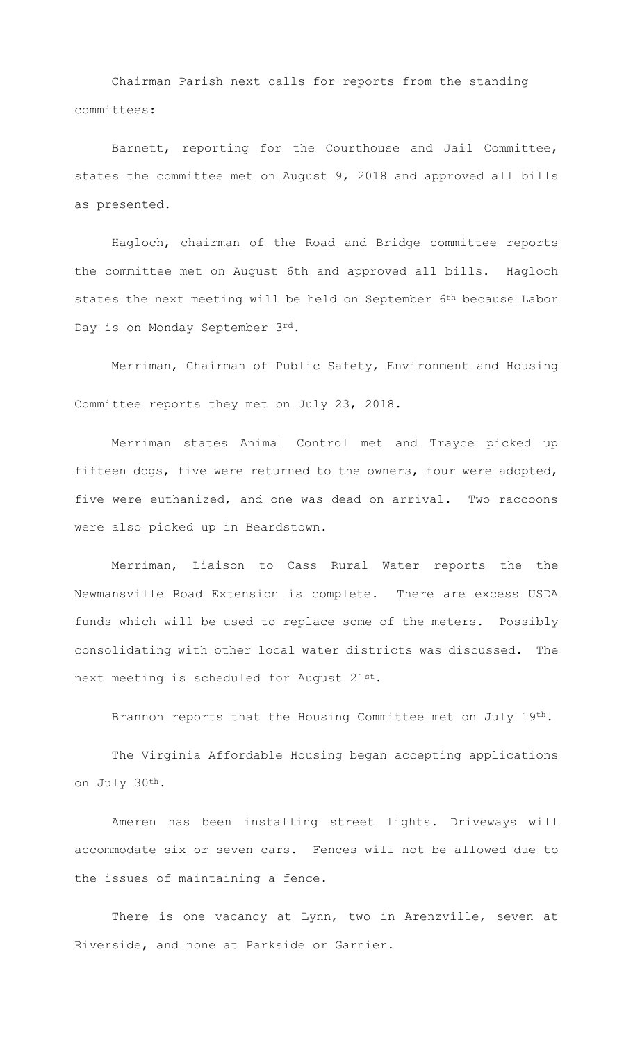Chairman Parish next calls for reports from the standing committees:

Barnett, reporting for the Courthouse and Jail Committee, states the committee met on August 9, 2018 and approved all bills as presented.

Hagloch, chairman of the Road and Bridge committee reports the committee met on August 6th and approved all bills. Hagloch states the next meeting will be held on September 6th because Labor Day is on Monday September 3rd.

Merriman, Chairman of Public Safety, Environment and Housing Committee reports they met on July 23, 2018.

Merriman states Animal Control met and Trayce picked up fifteen dogs, five were returned to the owners, four were adopted, five were euthanized, and one was dead on arrival. Two raccoons were also picked up in Beardstown.

Merriman, Liaison to Cass Rural Water reports the the Newmansville Road Extension is complete. There are excess USDA funds which will be used to replace some of the meters. Possibly consolidating with other local water districts was discussed. The next meeting is scheduled for August 21st.

Brannon reports that the Housing Committee met on July 19th.

The Virginia Affordable Housing began accepting applications on July 30th.

Ameren has been installing street lights. Driveways will accommodate six or seven cars. Fences will not be allowed due to the issues of maintaining a fence.

There is one vacancy at Lynn, two in Arenzville, seven at Riverside, and none at Parkside or Garnier.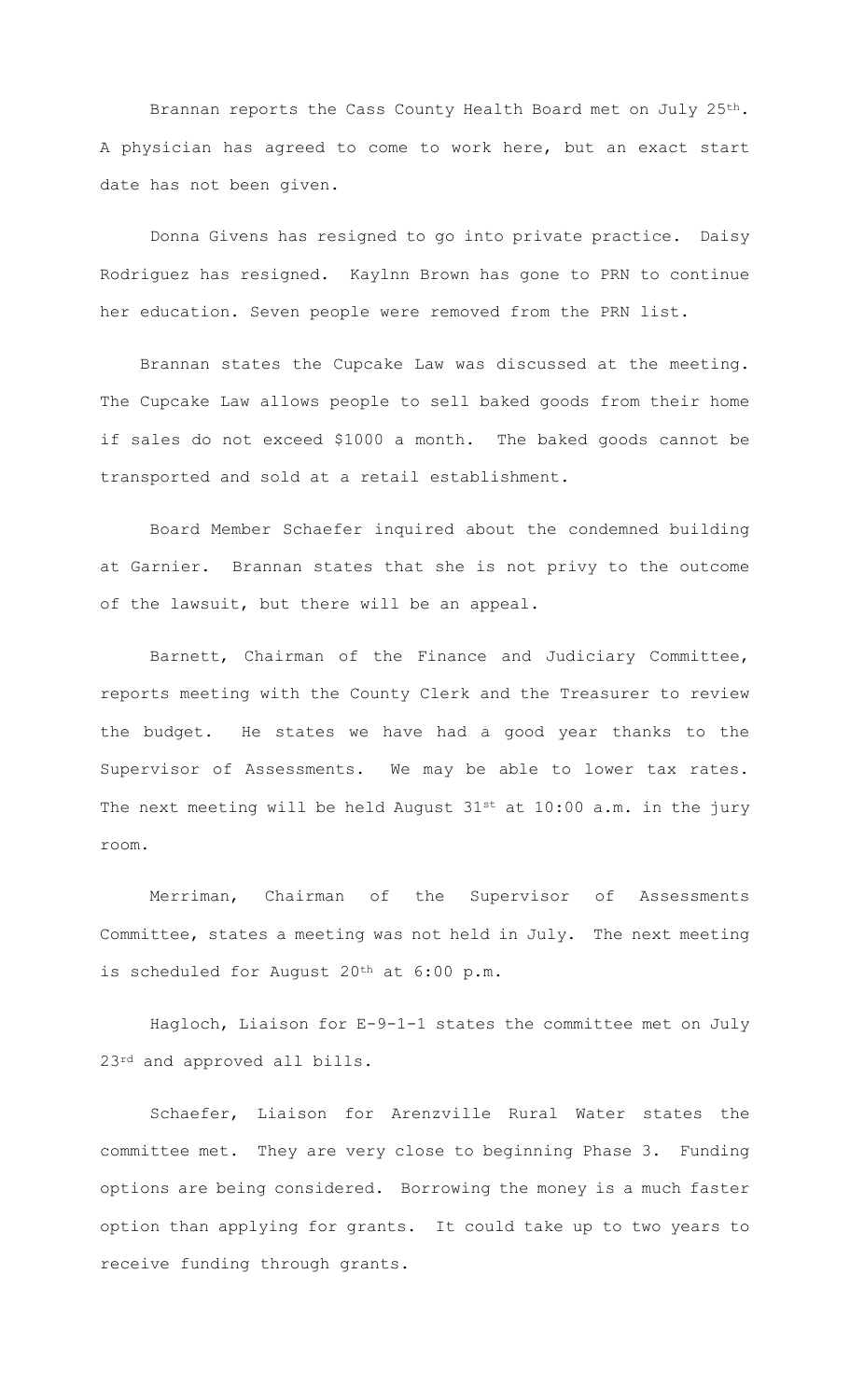Brannan reports the Cass County Health Board met on July 25th. A physician has agreed to come to work here, but an exact start date has not been given.

Donna Givens has resigned to go into private practice. Daisy Rodriguez has resigned. Kaylnn Brown has gone to PRN to continue her education. Seven people were removed from the PRN list.

Brannan states the Cupcake Law was discussed at the meeting. The Cupcake Law allows people to sell baked goods from their home if sales do not exceed $1000 a month. The baked goods cannot be transported and sold at a retail establishment.

Board Member Schaefer inquired about the condemned building at Garnier. Brannan states that she is not privy to the outcome of the lawsuit, but there will be an appeal.

Barnett, Chairman of the Finance and Judiciary Committee, reports meeting with the County Clerk and the Treasurer to review the budget. He states we have had a good year thanks to the Supervisor of Assessments. We may be able to lower tax rates. The next meeting will be held August 31st at 10:00 a.m. in the jury room.

Merriman, Chairman of the Supervisor of Assessments Committee, states a meeting was not held in July. The next meeting is scheduled for August 20th at 6:00 p.m.

Hagloch, Liaison for E-9-1-1 states the committee met on July 23rd and approved all bills.

Schaefer, Liaison for Arenzville Rural Water states the committee met. They are very close to beginning Phase 3. Funding options are being considered. Borrowing the money is a much faster option than applying for grants. It could take up to two years to receive funding through grants.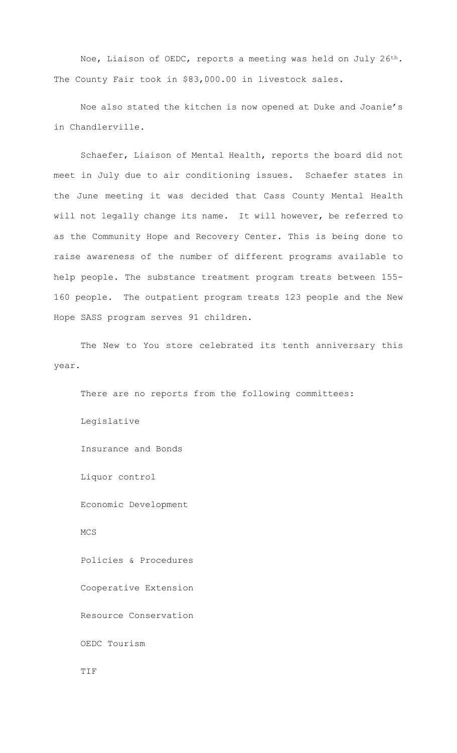Noe, Liaison of OEDC, reports a meeting was held on July 26th. The County Fair took in $83,000.00 in livestock sales.

Noe also stated the kitchen is now opened at Duke and Joanie's in Chandlerville.

Schaefer, Liaison of Mental Health, reports the board did not meet in July due to air conditioning issues. Schaefer states in the June meeting it was decided that Cass County Mental Health will not legally change its name. It will however, be referred to as the Community Hope and Recovery Center. This is being done to raise awareness of the number of different programs available to help people. The substance treatment program treats between 155-160 people. The outpatient program treats 123 people and the New Hope SASS program serves 91 children.

The New to You store celebrated its tenth anniversary this year.

There are no reports from the following committees:

Legislative

Insurance and Bonds

Liquor control

Economic Development

MCS

Policies & Procedures

Cooperative Extension

Resource Conservation

OEDC Tourism

TIF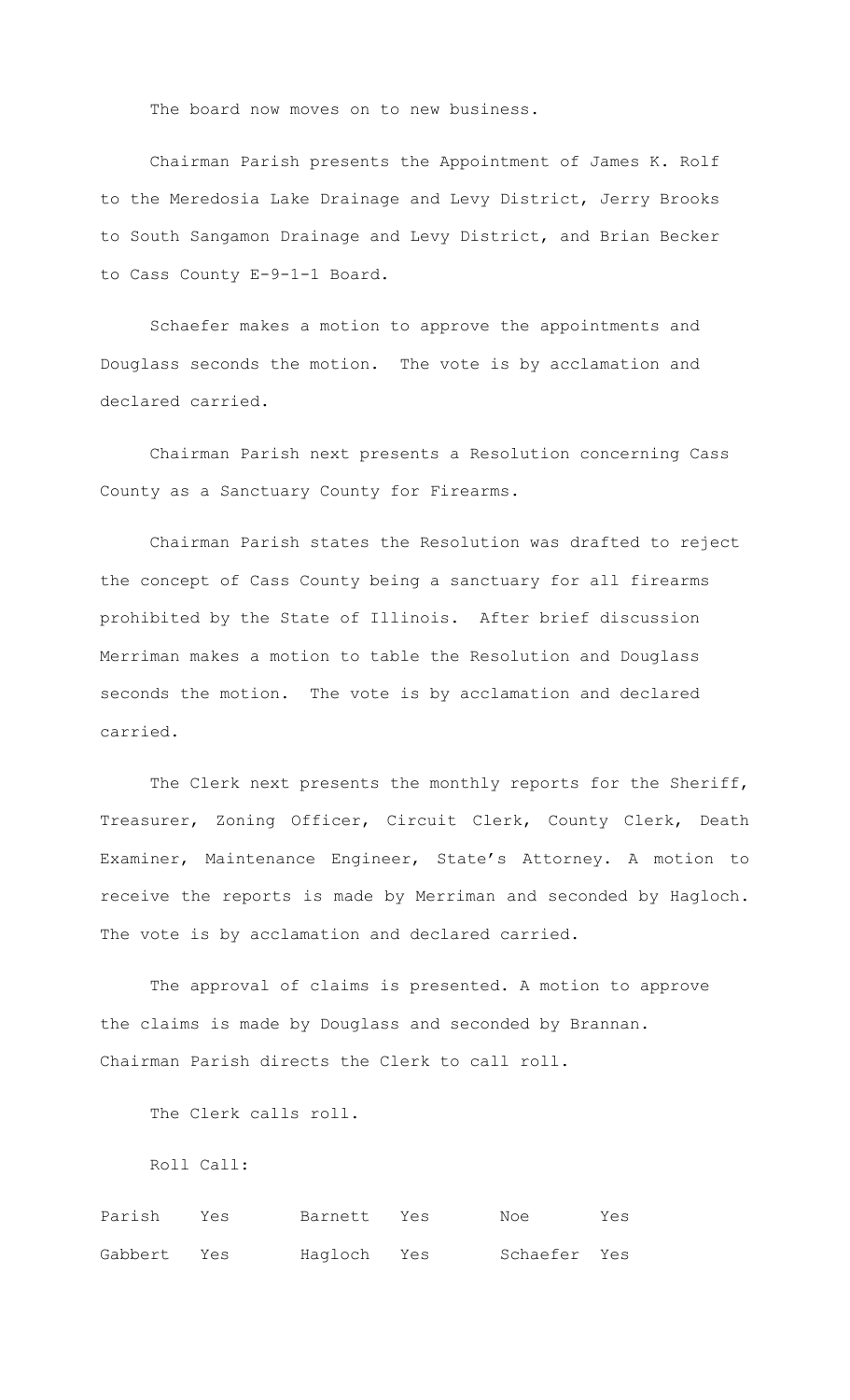The board now moves on to new business.

Chairman Parish presents the Appointment of James K. Rolf to the Meredosia Lake Drainage and Levy District, Jerry Brooks to South Sangamon Drainage and Levy District, and Brian Becker to Cass County E-9-1-1 Board.

Schaefer makes a motion to approve the appointments and Douglass seconds the motion. The vote is by acclamation and declared carried.

Chairman Parish next presents a Resolution concerning Cass County as a Sanctuary County for Firearms.

Chairman Parish states the Resolution was drafted to reject the concept of Cass County being a sanctuary for all firearms prohibited by the State of Illinois. After brief discussion Merriman makes a motion to table the Resolution and Douglass seconds the motion. The vote is by acclamation and declared carried.

The Clerk next presents the monthly reports for the Sheriff, Treasurer, Zoning Officer, Circuit Clerk, County Clerk, Death Examiner, Maintenance Engineer, State's Attorney. A motion to receive the reports is made by Merriman and seconded by Hagloch. The vote is by acclamation and declared carried.

The approval of claims is presented. A motion to approve the claims is made by Douglass and seconded by Brannan. Chairman Parish directs the Clerk to call roll.

The Clerk calls roll.

Roll Call:

| | | | | | |
|---|---|---|---|---|---|
| Parish | Yes | Barnett | Yes | Noe | Yes |
| Gabbert | Yes | Hagloch | Yes | Schaefer | Yes |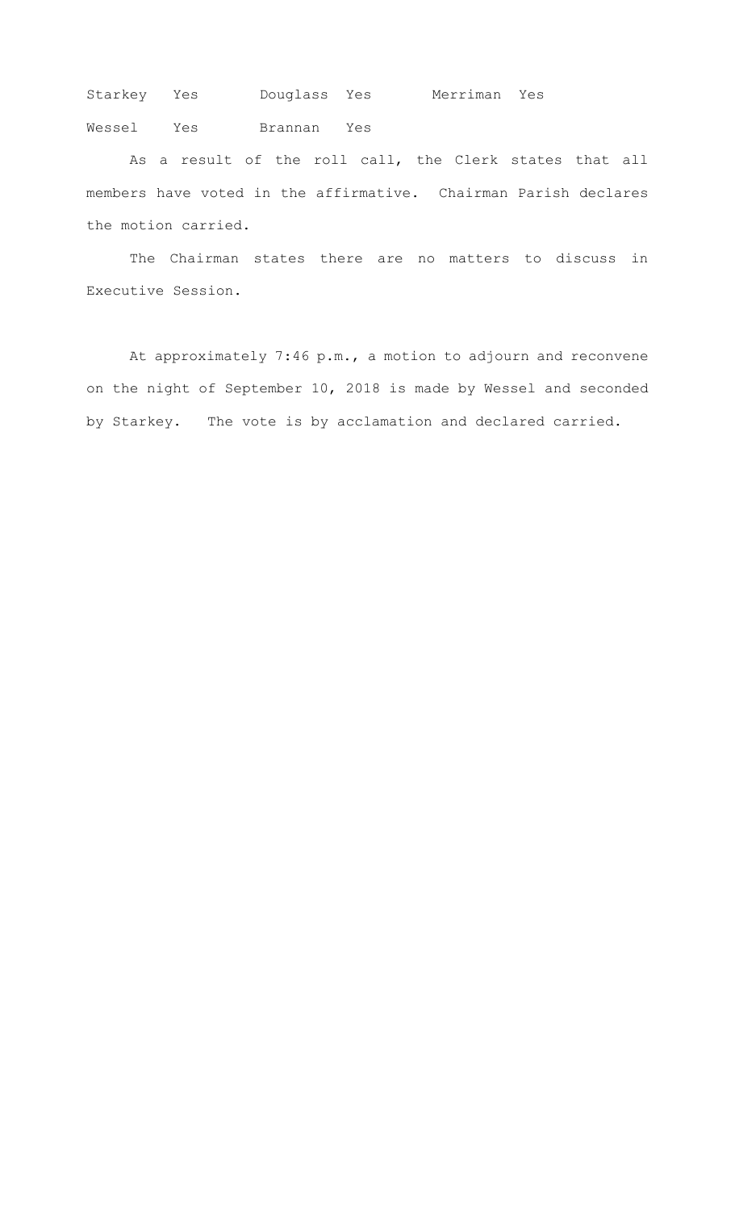| | | | | | |
|---|---|---|---|---|---|
| Starkey | Yes | Douglass | Yes | Merriman | Yes |
| Wessel | Yes | Brannan | Yes | | |

As a result of the roll call, the Clerk states that all members have voted in the affirmative. Chairman Parish declares the motion carried.

The Chairman states there are no matters to discuss in Executive Session.

At approximately 7:46 p.m., a motion to adjourn and reconvene on the night of September 10, 2018 is made by Wessel and seconded by Starkey. The vote is by acclamation and declared carried.